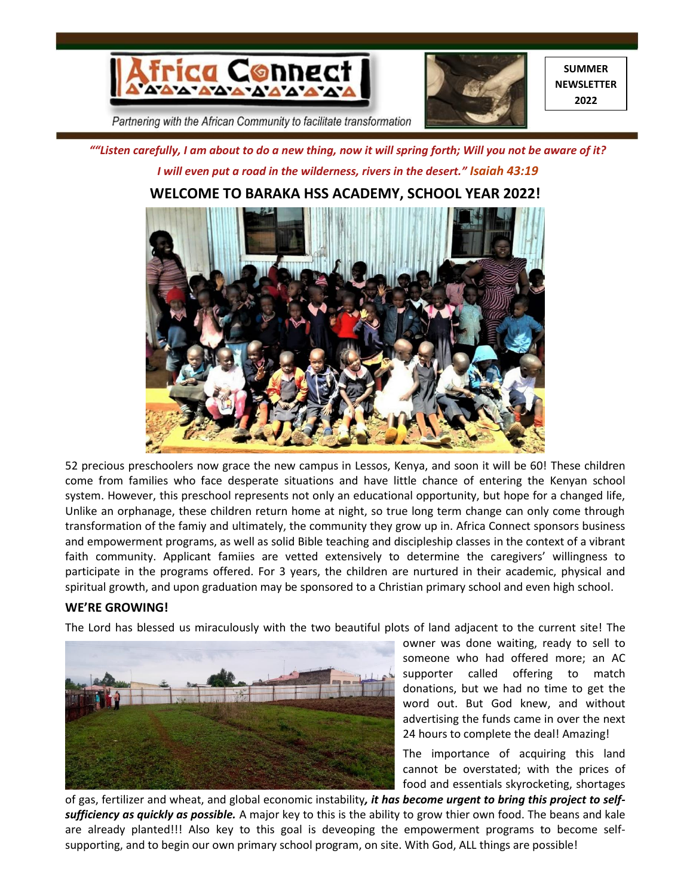Africa Connect

Partnering with the African Community to facilitate transformation

**SUMMER NEWSLETTER 2022**

*""Listen carefully, I am about to do a new thing, now it will spring forth; Will you not be aware of it? I will even put a road in the wilderness, rivers in the desert." Isaiah 43:19*

## WELCOME TO BARAKA HSS ACADEMY, SCHOOL YEAR 2022!

52 precious preschoolers now grace the new campus in Lessos, Kenya, and soon it will be 60! These children come from families who face desperate situations and have little chance of entering the Kenyan school system. However, this preschool represents not only an educational opportunity, but hope for a changed life, Unlike an orphanage, these children return home at night, so true long term change can only come through transformation of the famiy and ultimately, the community they grow up in. Africa Connect sponsors business and empowerment programs, as well as solid Bible teaching and discipleship classes in the context of a vibrant faith community. Applicant famiies are vetted extensively to determine the caregivers' willingness to participate in the programs offered. For 3 years, the children are nurtured in their academic, physical and spiritual growth, and upon graduation may be sponsored to a Christian primary school and even high school.

### WE'RE GROWING!

The Lord has blessed us miraculously with the two beautiful plots of land adjacent to the current site! The owner was done waiting, ready to sell to someone who had offered more; an AC supporter called offering to match donations, but we had no time to get the word out. But God knew, and without advertising the funds came in over the next 24 hours to complete the deal! Amazing!

The importance of acquiring this land cannot be overstated; with the prices of food and essentials skyrocketing, shortages of gas, fertilizer and wheat, and global economic instability***, it has become urgent to bring this project to self-sufficiency as quickly as possible.*** A major key to this is the ability to grow thier own food. The beans and kale are already planted!!! Also key to this goal is deveoping the empowerment programs to become self-supporting, and to begin our own primary school program, on site. With God, ALL things are possible!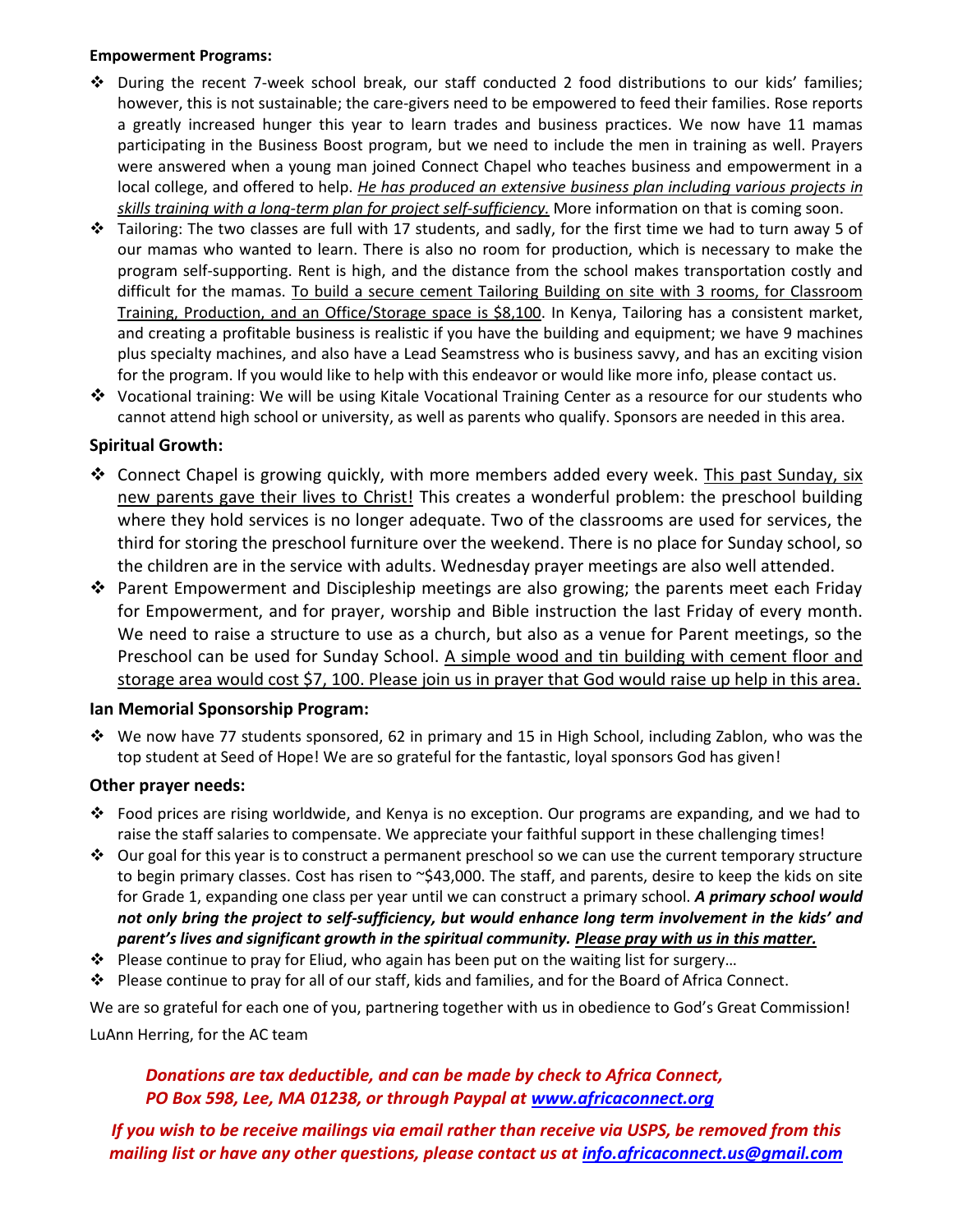**Empowerment Programs:**

- During the recent 7-week school break, our staff conducted 2 food distributions to our kids' families; however, this is not sustainable; the care-givers need to be empowered to feed their families. Rose reports a greatly increased hunger this year to learn trades and business practices. We now have 11 mamas participating in the Business Boost program, but we need to include the men in training as well. Prayers were answered when a young man joined Connect Chapel who teaches business and empowerment in a local college, and offered to help. *He has produced an extensive business plan including various projects in skills training with a long-term plan for project self-sufficiency.* More information on that is coming soon.
- Tailoring: The two classes are full with 17 students, and sadly, for the first time we had to turn away 5 of our mamas who wanted to learn. There is also no room for production, which is necessary to make the program self-supporting. Rent is high, and the distance from the school makes transportation costly and difficult for the mamas. To build a secure cement Tailoring Building on site with 3 rooms, for Classroom Training, Production, and an Office/Storage space is $8,100. In Kenya, Tailoring has a consistent market, and creating a profitable business is realistic if you have the building and equipment; we have 9 machines plus specialty machines, and also have a Lead Seamstress who is business savvy, and has an exciting vision for the program. If you would like to help with this endeavor or would like more info, please contact us.
- Vocational training: We will be using Kitale Vocational Training Center as a resource for our students who cannot attend high school or university, as well as parents who qualify. Sponsors are needed in this area.

## Spiritual Growth:

- Connect Chapel is growing quickly, with more members added every week. This past Sunday, six new parents gave their lives to Christ! This creates a wonderful problem: the preschool building where they hold services is no longer adequate. Two of the classrooms are used for services, the third for storing the preschool furniture over the weekend. There is no place for Sunday school, so the children are in the service with adults. Wednesday prayer meetings are also well attended.
- Parent Empowerment and Discipleship meetings are also growing; the parents meet each Friday for Empowerment, and for prayer, worship and Bible instruction the last Friday of every month. We need to raise a structure to use as a church, but also as a venue for Parent meetings, so the Preschool can be used for Sunday School. A simple wood and tin building with cement floor and storage area would cost $7, 100. Please join us in prayer that God would raise up help in this area.

## Ian Memorial Sponsorship Program:

- We now have 77 students sponsored, 62 in primary and 15 in High School, including Zablon, who was the top student at Seed of Hope! We are so grateful for the fantastic, loyal sponsors God has given!

## Other prayer needs:

- Food prices are rising worldwide, and Kenya is no exception. Our programs are expanding, and we had to raise the staff salaries to compensate. We appreciate your faithful support in these challenging times!
- Our goal for this year is to construct a permanent preschool so we can use the current temporary structure to begin primary classes. Cost has risen to ~$43,000. The staff, and parents, desire to keep the kids on site for Grade 1, expanding one class per year until we can construct a primary school. ***A primary school would not only bring the project to self-sufficiency, but would enhance long term involvement in the kids' and parent's lives and significant growth in the spiritual community. Please pray with us in this matter.***
- Please continue to pray for Eliud, who again has been put on the waiting list for surgery…
- Please continue to pray for all of our staff, kids and families, and for the Board of Africa Connect.

We are so grateful for each one of you, partnering together with us in obedience to God's Great Commission!

LuAnn Herring, for the AC team

***Donations are tax deductible, and can be made by check to Africa Connect, PO Box 598, Lee, MA 01238, or through Paypal at www.africaconnect.org***

***If you wish to be receive mailings via email rather than receive via USPS, be removed from this mailing list or have any other questions, please contact us at info.africaconnect.us@gmail.com***